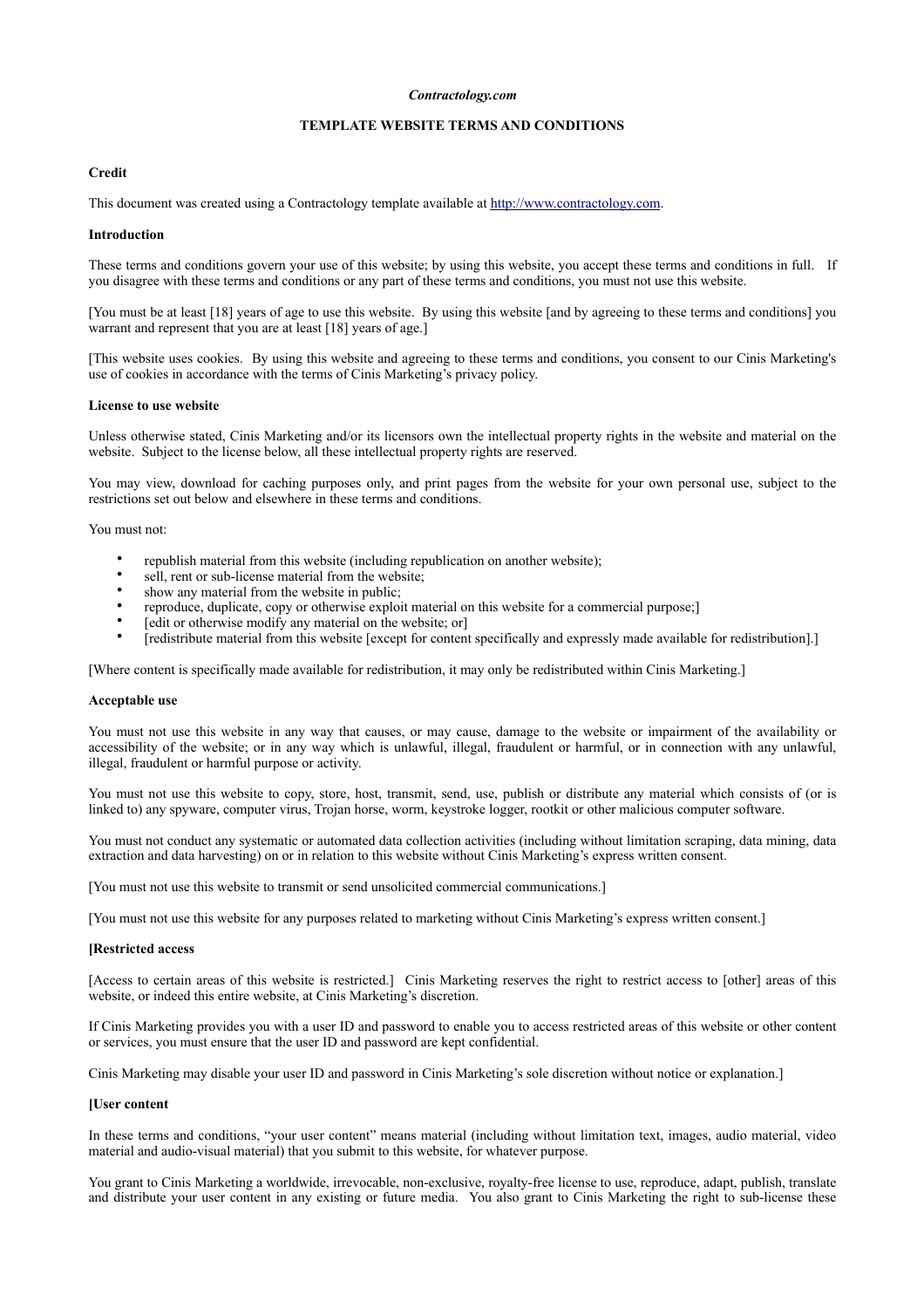*Contractology.com*

**TEMPLATE WEBSITE TERMS AND CONDITIONS**

**Credit**

This document was created using a Contractology template available at http://www.contractology.com.

**Introduction**

These terms and conditions govern your use of this website; by using this website, you accept these terms and conditions in full. If you disagree with these terms and conditions or any part of these terms and conditions, you must not use this website.

[You must be at least [18] years of age to use this website. By using this website [and by agreeing to these terms and conditions] you warrant and represent that you are at least [18] years of age.]

[This website uses cookies. By using this website and agreeing to these terms and conditions, you consent to our Cinis Marketing's use of cookies in accordance with the terms of Cinis Marketing's privacy policy.

**License to use website**

Unless otherwise stated, Cinis Marketing and/or its licensors own the intellectual property rights in the website and material on the website. Subject to the license below, all these intellectual property rights are reserved.

You may view, download for caching purposes only, and print pages from the website for your own personal use, subject to the restrictions set out below and elsewhere in these terms and conditions.

You must not:

- republish material from this website (including republication on another website);
- sell, rent or sub-license material from the website;
- show any material from the website in public;
- reproduce, duplicate, copy or otherwise exploit material on this website for a commercial purpose;]
- [edit or otherwise modify any material on the website; or]
- [redistribute material from this website [except for content specifically and expressly made available for redistribution].]

[Where content is specifically made available for redistribution, it may only be redistributed within Cinis Marketing.]

**Acceptable use**

You must not use this website in any way that causes, or may cause, damage to the website or impairment of the availability or accessibility of the website; or in any way which is unlawful, illegal, fraudulent or harmful, or in connection with any unlawful, illegal, fraudulent or harmful purpose or activity.

You must not use this website to copy, store, host, transmit, send, use, publish or distribute any material which consists of (or is linked to) any spyware, computer virus, Trojan horse, worm, keystroke logger, rootkit or other malicious computer software.

You must not conduct any systematic or automated data collection activities (including without limitation scraping, data mining, data extraction and data harvesting) on or in relation to this website without Cinis Marketing's express written consent.

[You must not use this website to transmit or send unsolicited commercial communications.]

[You must not use this website for any purposes related to marketing without Cinis Marketing's express written consent.]

**[Restricted access**

[Access to certain areas of this website is restricted.] Cinis Marketing reserves the right to restrict access to [other] areas of this website, or indeed this entire website, at Cinis Marketing's discretion.

If Cinis Marketing provides you with a user ID and password to enable you to access restricted areas of this website or other content or services, you must ensure that the user ID and password are kept confidential.

Cinis Marketing may disable your user ID and password in Cinis Marketing's sole discretion without notice or explanation.]

**[User content**

In these terms and conditions, "your user content" means material (including without limitation text, images, audio material, video material and audio-visual material) that you submit to this website, for whatever purpose.

You grant to Cinis Marketing a worldwide, irrevocable, non-exclusive, royalty-free license to use, reproduce, adapt, publish, translate and distribute your user content in any existing or future media. You also grant to Cinis Marketing the right to sub-license these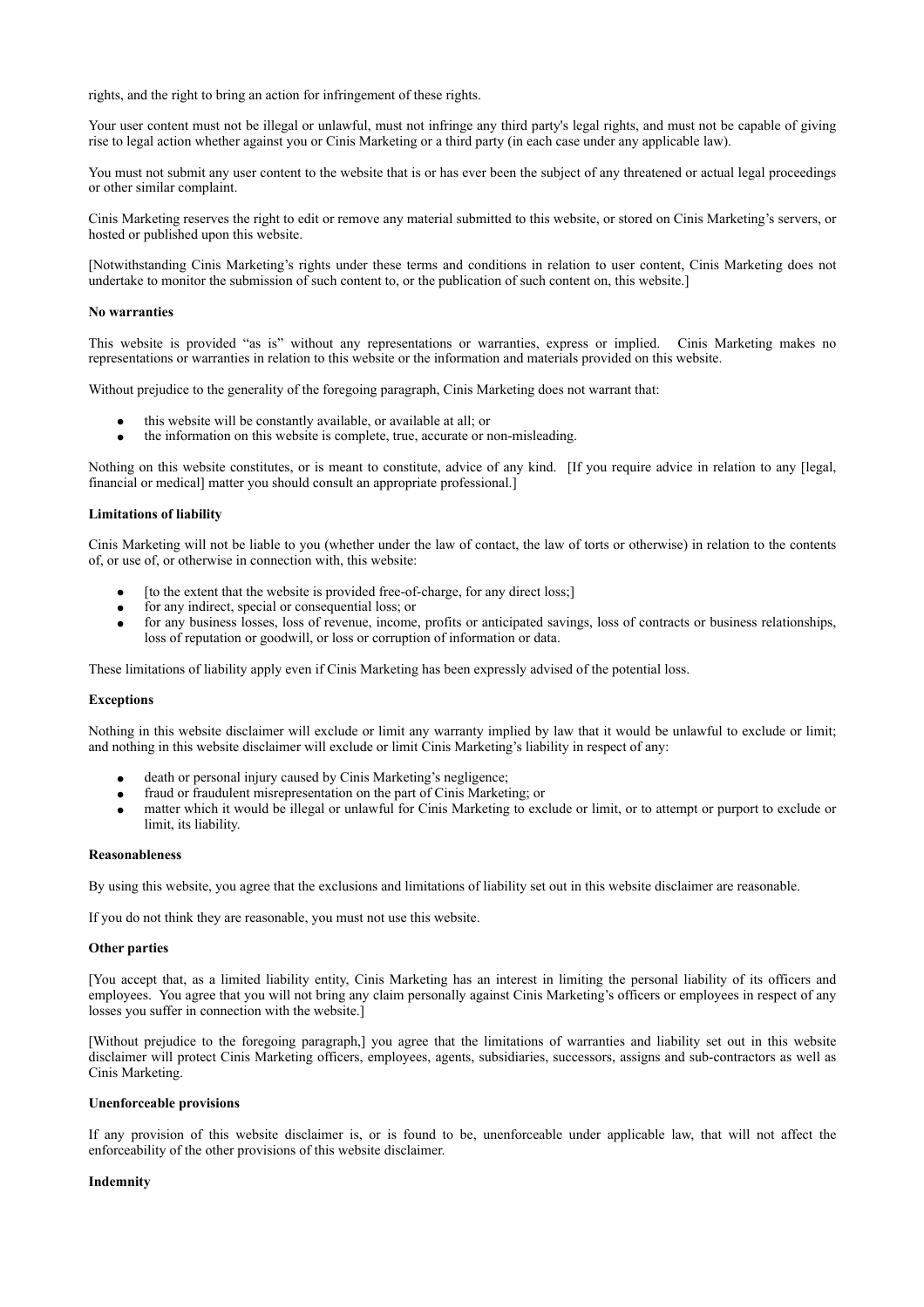rights, and the right to bring an action for infringement of these rights.

Your user content must not be illegal or unlawful, must not infringe any third party's legal rights, and must not be capable of giving rise to legal action whether against you or Cinis Marketing or a third party (in each case under any applicable law).

You must not submit any user content to the website that is or has ever been the subject of any threatened or actual legal proceedings or other similar complaint.

Cinis Marketing reserves the right to edit or remove any material submitted to this website, or stored on Cinis Marketing's servers, or hosted or published upon this website.

[Notwithstanding Cinis Marketing's rights under these terms and conditions in relation to user content, Cinis Marketing does not undertake to monitor the submission of such content to, or the publication of such content on, this website.]

**No warranties**

This website is provided "as is" without any representations or warranties, express or implied. Cinis Marketing makes no representations or warranties in relation to this website or the information and materials provided on this website.

Without prejudice to the generality of the foregoing paragraph, Cinis Marketing does not warrant that:

- this website will be constantly available, or available at all; or
- the information on this website is complete, true, accurate or non-misleading.

Nothing on this website constitutes, or is meant to constitute, advice of any kind. [If you require advice in relation to any [legal, financial or medical] matter you should consult an appropriate professional.]

**Limitations of liability**

Cinis Marketing will not be liable to you (whether under the law of contact, the law of torts or otherwise) in relation to the contents of, or use of, or otherwise in connection with, this website:

- [to the extent that the website is provided free-of-charge, for any direct loss;]
- for any indirect, special or consequential loss; or
- for any business losses, loss of revenue, income, profits or anticipated savings, loss of contracts or business relationships, loss of reputation or goodwill, or loss or corruption of information or data.

These limitations of liability apply even if Cinis Marketing has been expressly advised of the potential loss.

**Exceptions**

Nothing in this website disclaimer will exclude or limit any warranty implied by law that it would be unlawful to exclude or limit; and nothing in this website disclaimer will exclude or limit Cinis Marketing's liability in respect of any:

- death or personal injury caused by Cinis Marketing's negligence;
- fraud or fraudulent misrepresentation on the part of Cinis Marketing; or
- matter which it would be illegal or unlawful for Cinis Marketing to exclude or limit, or to attempt or purport to exclude or limit, its liability.

**Reasonableness**

By using this website, you agree that the exclusions and limitations of liability set out in this website disclaimer are reasonable.

If you do not think they are reasonable, you must not use this website.

**Other parties**

[You accept that, as a limited liability entity, Cinis Marketing has an interest in limiting the personal liability of its officers and employees. You agree that you will not bring any claim personally against Cinis Marketing's officers or employees in respect of any losses you suffer in connection with the website.]

[Without prejudice to the foregoing paragraph,] you agree that the limitations of warranties and liability set out in this website disclaimer will protect Cinis Marketing officers, employees, agents, subsidiaries, successors, assigns and sub-contractors as well as Cinis Marketing.

**Unenforceable provisions**

If any provision of this website disclaimer is, or is found to be, unenforceable under applicable law, that will not affect the enforceability of the other provisions of this website disclaimer.

**Indemnity**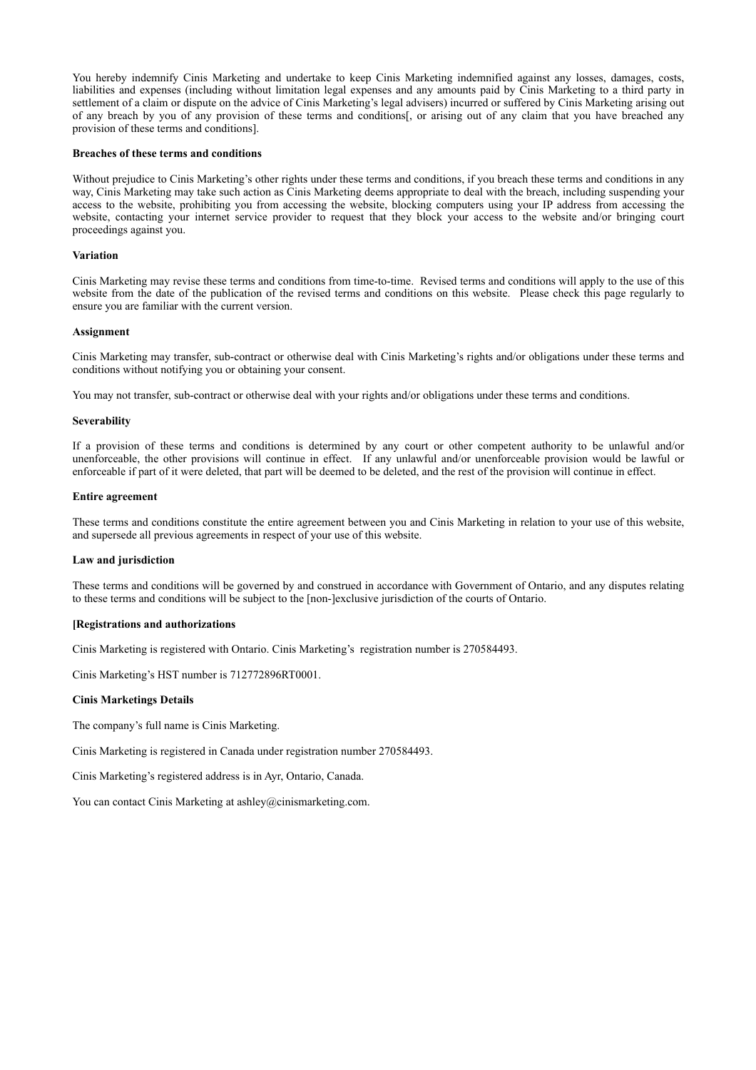You hereby indemnify Cinis Marketing and undertake to keep Cinis Marketing indemnified against any losses, damages, costs, liabilities and expenses (including without limitation legal expenses and any amounts paid by Cinis Marketing to a third party in settlement of a claim or dispute on the advice of Cinis Marketing's legal advisers) incurred or suffered by Cinis Marketing arising out of any breach by you of any provision of these terms and conditions[, or arising out of any claim that you have breached any provision of these terms and conditions].

**Breaches of these terms and conditions**

Without prejudice to Cinis Marketing's other rights under these terms and conditions, if you breach these terms and conditions in any way, Cinis Marketing may take such action as Cinis Marketing deems appropriate to deal with the breach, including suspending your access to the website, prohibiting you from accessing the website, blocking computers using your IP address from accessing the website, contacting your internet service provider to request that they block your access to the website and/or bringing court proceedings against you.

**Variation**

Cinis Marketing may revise these terms and conditions from time-to-time. Revised terms and conditions will apply to the use of this website from the date of the publication of the revised terms and conditions on this website. Please check this page regularly to ensure you are familiar with the current version.

**Assignment**

Cinis Marketing may transfer, sub-contract or otherwise deal with Cinis Marketing's rights and/or obligations under these terms and conditions without notifying you or obtaining your consent.

You may not transfer, sub-contract or otherwise deal with your rights and/or obligations under these terms and conditions.

**Severability**

If a provision of these terms and conditions is determined by any court or other competent authority to be unlawful and/or unenforceable, the other provisions will continue in effect. If any unlawful and/or unenforceable provision would be lawful or enforceable if part of it were deleted, that part will be deemed to be deleted, and the rest of the provision will continue in effect.

**Entire agreement**

These terms and conditions constitute the entire agreement between you and Cinis Marketing in relation to your use of this website, and supersede all previous agreements in respect of your use of this website.

**Law and jurisdiction**

These terms and conditions will be governed by and construed in accordance with Government of Ontario, and any disputes relating to these terms and conditions will be subject to the [non-]exclusive jurisdiction of the courts of Ontario.

**[Registrations and authorizations**

Cinis Marketing is registered with Ontario. Cinis Marketing's registration number is 270584493.

Cinis Marketing's HST number is 712772896RT0001.

**Cinis Marketings Details**

The company's full name is Cinis Marketing.

Cinis Marketing is registered in Canada under registration number 270584493.

Cinis Marketing's registered address is in Ayr, Ontario, Canada.

You can contact Cinis Marketing at ashley@cinismarketing.com.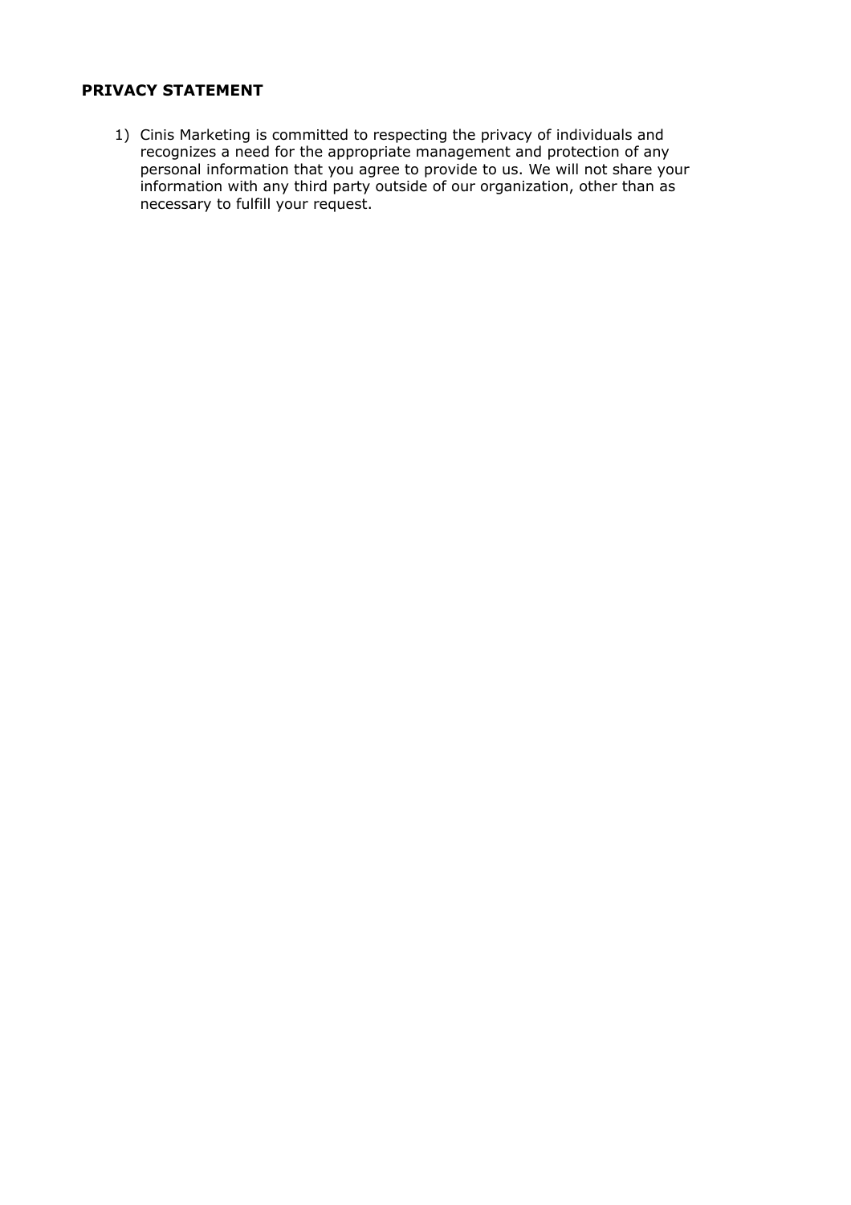**PRIVACY STATEMENT**

1) Cinis Marketing is committed to respecting the privacy of individuals and recognizes a need for the appropriate management and protection of any personal information that you agree to provide to us. We will not share your information with any third party outside of our organization, other than as necessary to fulfill your request.